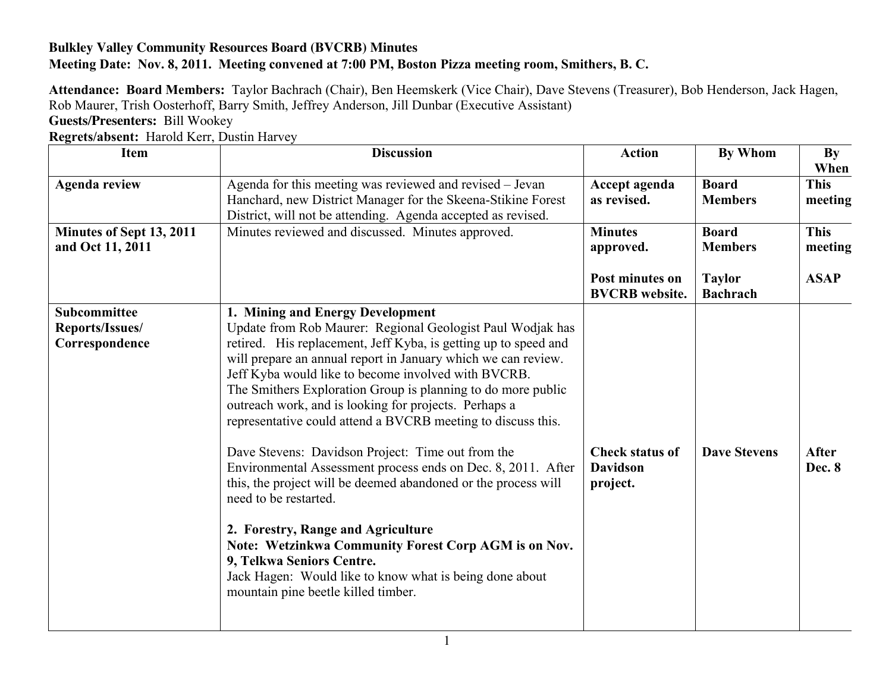**Bulkley Valley Community Resources Board (BVCRB) Minutes**
**Meeting Date: Nov. 8, 2011. Meeting convened at 7:00 PM, Boston Pizza meeting room, Smithers, B. C.**

**Attendance: Board Members:** Taylor Bachrach (Chair), Ben Heemskerk (Vice Chair), Dave Stevens (Treasurer), Bob Henderson, Jack Hagen, Rob Maurer, Trish Oosterhoff, Barry Smith, Jeffrey Anderson, Jill Dunbar (Executive Assistant)
**Guests/Presenters:** Bill Wookey
**Regrets/absent:** Harold Kerr, Dustin Harvey

| Item | Discussion | Action | By Whom | By When |
|---|---|---|---|---|
| **Agenda review** | Agenda for this meeting was reviewed and revised – Jevan Hanchard, new District Manager for the Skeena-Stikine Forest District, will not be attending. Agenda accepted as revised. | **Accept agenda as revised.** | **Board Members** | **This meeting** |
| **Minutes of Sept 13, 2011 and Oct 11, 2011** | Minutes reviewed and discussed. Minutes approved. | **Minutes approved.**<br><br>**Post minutes on BVCRB website.** | **Board Members**<br><br>**Taylor Bachrach** | **This meeting**<br><br>**ASAP** |
| **Subcommittee Reports/Issues/ Correspondence** | **1. Mining and Energy Development**<br>Update from Rob Maurer: Regional Geologist Paul Wodjak has retired. His replacement, Jeff Kyba, is getting up to speed and will prepare an annual report in January which we can review. Jeff Kyba would like to become involved with BVCRB.<br>The Smithers Exploration Group is planning to do more public outreach work, and is looking for projects. Perhaps a representative could attend a BVCRB meeting to discuss this.<br><br>Dave Stevens: Davidson Project: Time out from the Environmental Assessment process ends on Dec. 8, 2011. After this, the project will be deemed abandoned or the process will need to be restarted.<br><br>**2. Forestry, Range and Agriculture**<br>**Note: Wetzinkwa Community Forest Corp AGM is on Nov. 9, Telkwa Seniors Centre.**<br>Jack Hagen: Would like to know what is being done about mountain pine beetle killed timber. | **Check status of Davidson project.** | **Dave Stevens** | **After Dec. 8** |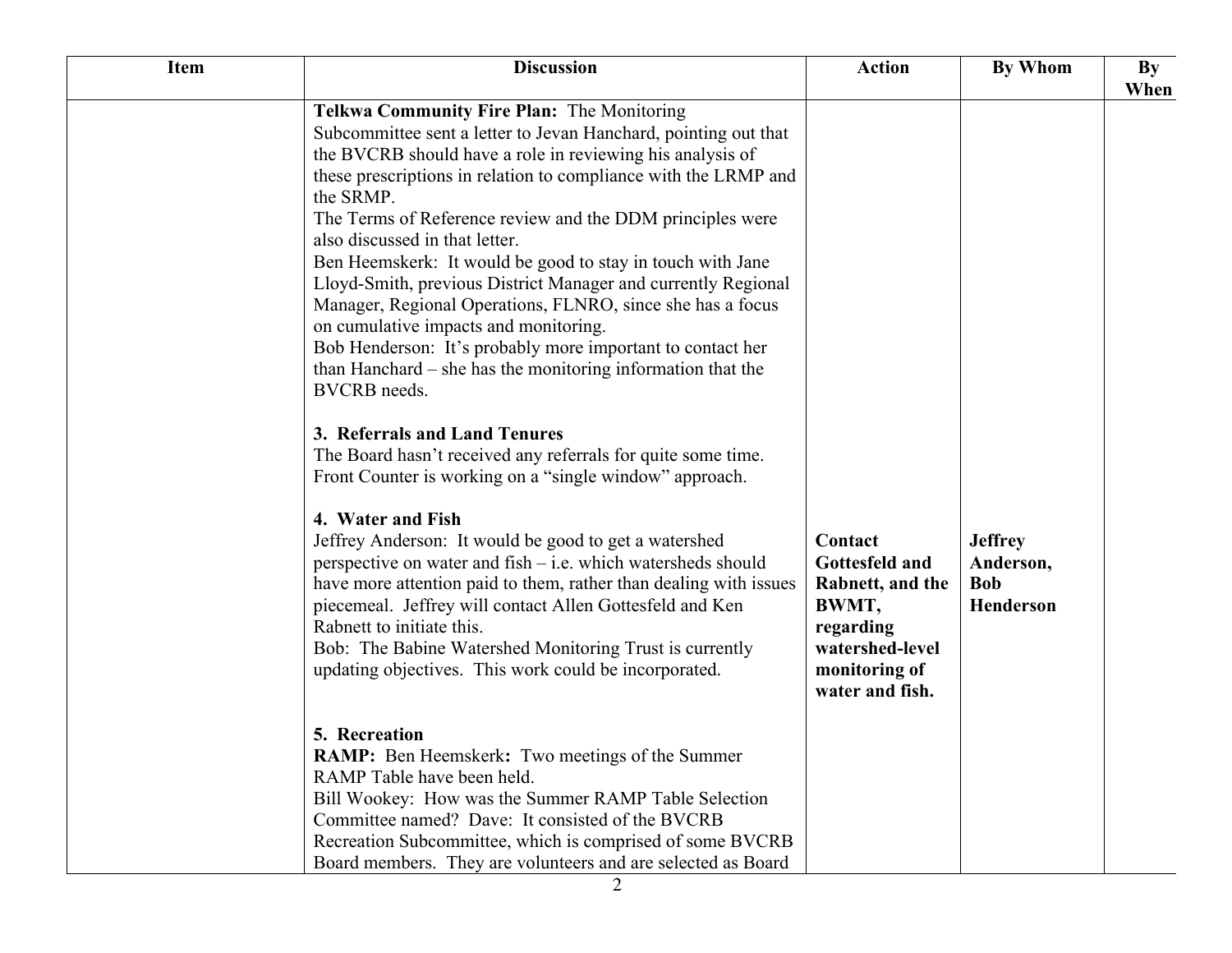| Item | Discussion | Action | By Whom | By When |
|---|---|---|---|---|
| | **Telkwa Community Fire Plan:** The Monitoring Subcommittee sent a letter to Jevan Hanchard, pointing out that the BVCRB should have a role in reviewing his analysis of these prescriptions in relation to compliance with the LRMP and the SRMP.<br>The Terms of Reference review and the DDM principles were also discussed in that letter.<br>Ben Heemskerk: It would be good to stay in touch with Jane Lloyd-Smith, previous District Manager and currently Regional Manager, Regional Operations, FLNRO, since she has a focus on cumulative impacts and monitoring.<br>Bob Henderson: It's probably more important to contact her than Hanchard – she has the monitoring information that the BVCRB needs. | | | |
| | **3. Referrals and Land Tenures**<br>The Board hasn't received any referrals for quite some time. Front Counter is working on a "single window" approach. | | | |
| | **4. Water and Fish**<br>Jeffrey Anderson: It would be good to get a watershed perspective on water and fish – i.e. which watersheds should have more attention paid to them, rather than dealing with issues piecemeal. Jeffrey will contact Allen Gottesfeld and Ken Rabnett to initiate this.<br>Bob: The Babine Watershed Monitoring Trust is currently updating objectives. This work could be incorporated. | **Contact Gottesfeld and Rabnett, and the BWMT, regarding watershed-level monitoring of water and fish.** | **Jeffrey Anderson, Bob Henderson** | |
| | **5. Recreation**<br>**RAMP:** Ben Heemskerk**:** Two meetings of the Summer RAMP Table have been held.<br>Bill Wookey: How was the Summer RAMP Table Selection Committee named? Dave: It consisted of the BVCRB Recreation Subcommittee, which is comprised of some BVCRB Board members. They are volunteers and are selected as Board | | | |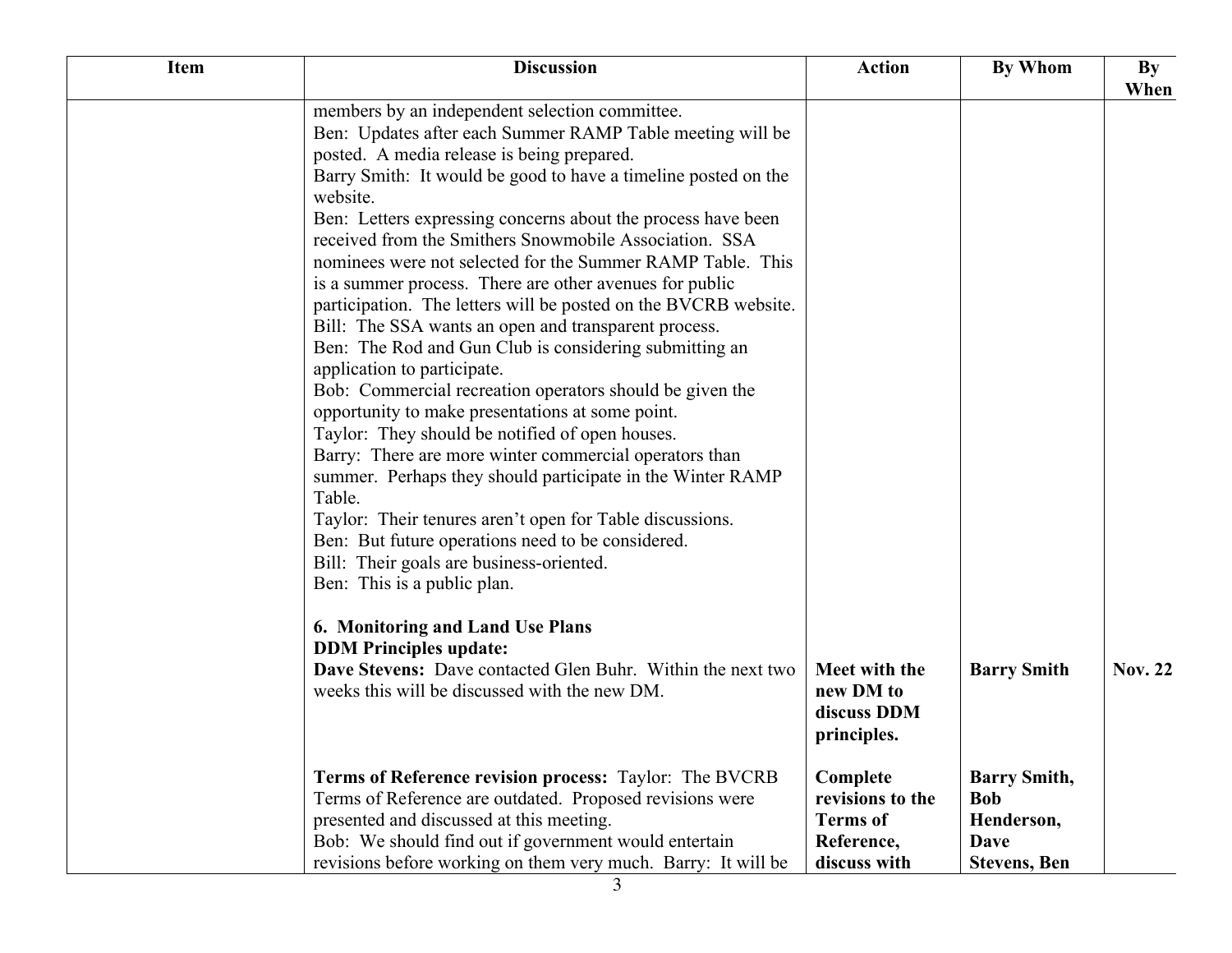| Item | Discussion | Action | By Whom | By When |
|---|---|---|---|---|
| | members by an independent selection committee.<br>Ben: Updates after each Summer RAMP Table meeting will be posted. A media release is being prepared.<br>Barry Smith: It would be good to have a timeline posted on the website.<br>Ben: Letters expressing concerns about the process have been received from the Smithers Snowmobile Association. SSA nominees were not selected for the Summer RAMP Table. This is a summer process. There are other avenues for public participation. The letters will be posted on the BVCRB website.<br>Bill: The SSA wants an open and transparent process.<br>Ben: The Rod and Gun Club is considering submitting an application to participate.<br>Bob: Commercial recreation operators should be given the opportunity to make presentations at some point.<br>Taylor: They should be notified of open houses.<br>Barry: There are more winter commercial operators than summer. Perhaps they should participate in the Winter RAMP Table.<br>Taylor: Their tenures aren't open for Table discussions.<br>Ben: But future operations need to be considered.<br>Bill: Their goals are business-oriented.<br>Ben: This is a public plan. | | | |
| | **6. Monitoring and Land Use Plans**<br>**DDM Principles update:**<br>**Dave Stevens:** Dave contacted Glen Buhr. Within the next two weeks this will be discussed with the new DM. | **Meet with the new DM to discuss DDM principles.** | **Barry Smith** | **Nov. 22** |
| | **Terms of Reference revision process:** Taylor: The BVCRB Terms of Reference are outdated. Proposed revisions were presented and discussed at this meeting.<br>Bob: We should find out if government would entertain revisions before working on them very much. Barry: It will be | **Complete revisions to the Terms of Reference, discuss with** | **Barry Smith, Bob Henderson, Dave Stevens, Ben** | |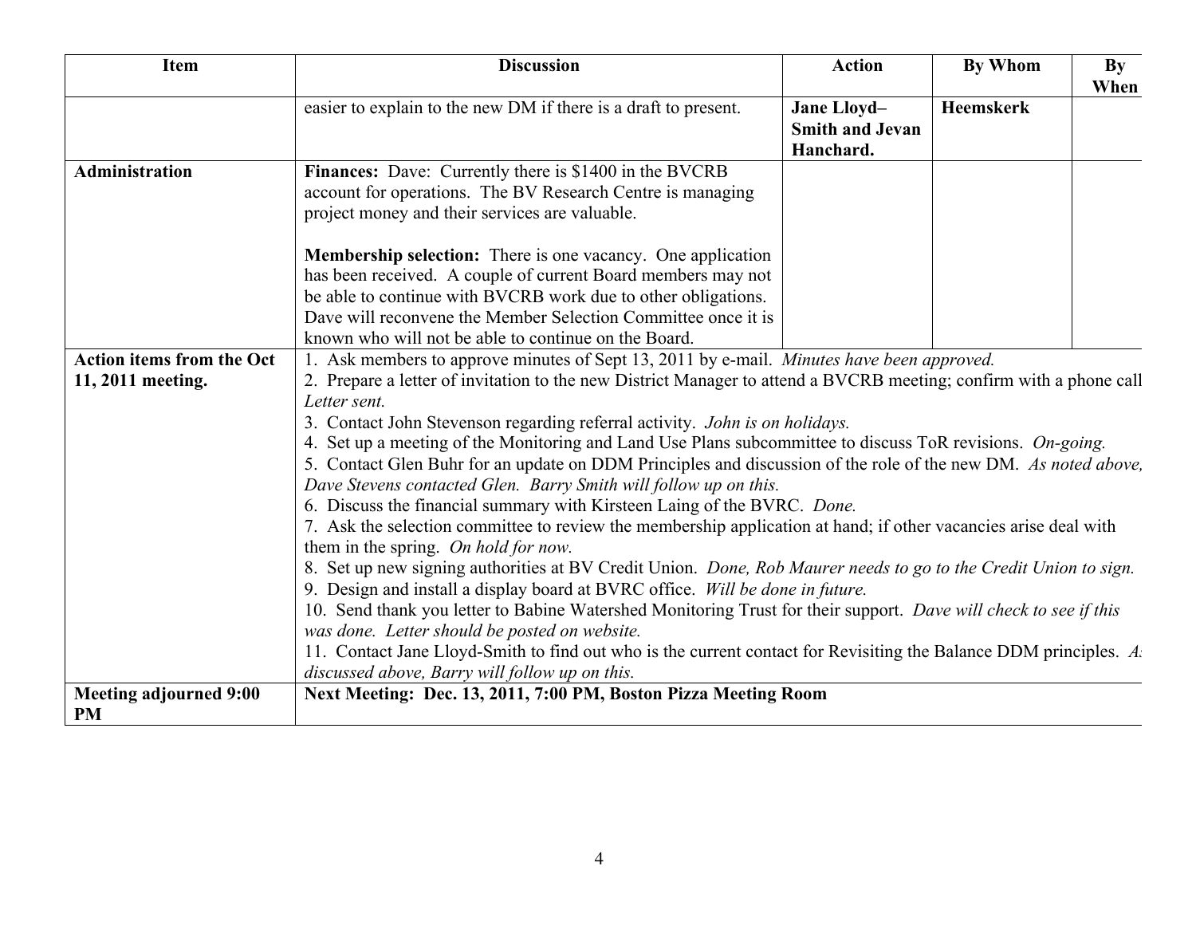| Item | Discussion | Action | By Whom | By When |
|---|---|---|---|---|
| | easier to explain to the new DM if there is a draft to present. | **Jane Lloyd–Smith and Jevan Hanchard.** | **Heemskerk** | |
| **Administration** | **Finances:** Dave: Currently there is $1400 in the BVCRB account for operations. The BV Research Centre is managing project money and their services are valuable.<br><br>**Membership selection:** There is one vacancy. One application has been received. A couple of current Board members may not be able to continue with BVCRB work due to other obligations. Dave will reconvene the Member Selection Committee once it is known who will not be able to continue on the Board. | | | |
| **Action items from the Oct 11, 2011 meeting.** | 1. Ask members to approve minutes of Sept 13, 2011 by e-mail. *Minutes have been approved.*<br>2. Prepare a letter of invitation to the new District Manager to attend a BVCRB meeting; confirm with a phone call *Letter sent.*<br>3. Contact John Stevenson regarding referral activity. *John is on holidays.*<br>4. Set up a meeting of the Monitoring and Land Use Plans subcommittee to discuss ToR revisions. *On-going.*<br>5. Contact Glen Buhr for an update on DDM Principles and discussion of the role of the new DM. *As noted above, Dave Stevens contacted Glen. Barry Smith will follow up on this.*<br>6. Discuss the financial summary with Kirsteen Laing of the BVRC. *Done.*<br>7. Ask the selection committee to review the membership application at hand; if other vacancies arise deal with them in the spring. *On hold for now.*<br>8. Set up new signing authorities at BV Credit Union. *Done, Rob Maurer needs to go to the Credit Union to sign.*<br>9. Design and install a display board at BVRC office. *Will be done in future.*<br>10. Send thank you letter to Babine Watershed Monitoring Trust for their support. *Dave will check to see if this was done. Letter should be posted on website.*<br>11. Contact Jane Lloyd-Smith to find out who is the current contact for Revisiting the Balance DDM principles. *As discussed above, Barry will follow up on this.* | | | |
| **Meeting adjourned 9:00 PM** | **Next Meeting: Dec. 13, 2011, 7:00 PM, Boston Pizza Meeting Room** | | | |